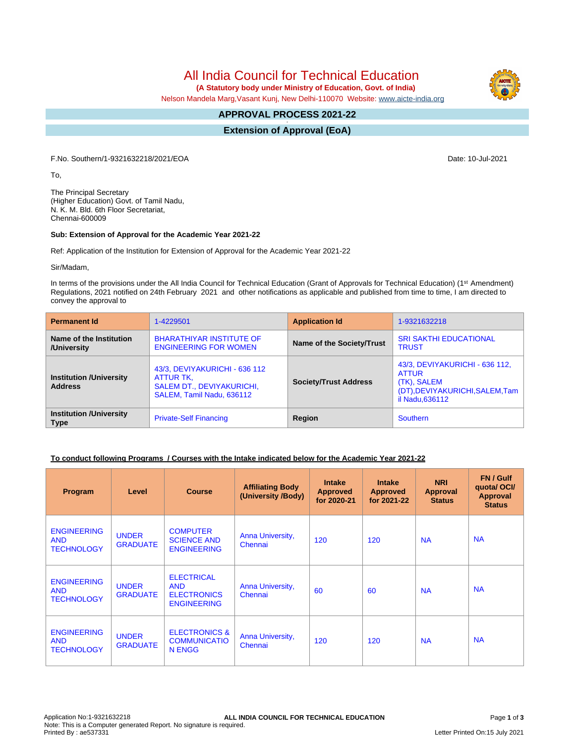# All India Council for Technical Education

**(A Statutory body under Ministry of Education, Govt. of India)**

Nelson Mandela Marg,Vasant Kunj, New Delhi-110070 Website: www.aicte-india.org

## APPROVAL PROCESS 2021-22

## Extension of Approval (EoA)

F.No. Southern/1-9321632218/2021/EOA

Date: 10-Jul-2021

To,

The Principal Secretary
(Higher Education) Govt. of Tamil Nadu,
N. K. M. Bld. 6th Floor Secretariat,
Chennai-600009

**Sub: Extension of Approval for the Academic Year 2021-22**

Ref: Application of the Institution for Extension of Approval for the Academic Year 2021-22

Sir/Madam,

In terms of the provisions under the All India Council for Technical Education (Grant of Approvals for Technical Education) (1st Amendment) Regulations, 2021 notified on 24th February 2021 and other notifications as applicable and published from time to time, I am directed to convey the approval to

| **Permanent Id** | 1-4229501 | **Application Id** | 1-9321632218 |
|---|---|---|---|
| **Name of the Institution /University** | BHARATHIYAR INSTITUTE OF ENGINEERING FOR WOMEN | **Name of the Society/Trust** | SRI SAKTHI EDUCATIONAL TRUST |
| **Institution /University Address** | 43/3, DEVIYAKURICHI - 636 112 ATTUR TK, SALEM DT., DEVIYAKURICHI, SALEM, Tamil Nadu, 636112 | **Society/Trust Address** | 43/3, DEVIYAKURICHI - 636 112, ATTUR (TK), SALEM (DT),DEVIYAKURICHI,SALEM,Tamil Nadu,636112 |
| **Institution /University Type** | Private-Self Financing | **Region** | Southern |

**To conduct following Programs / Courses with the Intake indicated below for the Academic Year 2021-22**

| Program | Level | Course | Affiliating Body (University /Body) | Intake Approved for 2020-21 | Intake Approved for 2021-22 | NRI Approval Status | FN / Gulf quota/ OCI/ Approval Status |
|---|---|---|---|---|---|---|---|
| ENGINEERING AND TECHNOLOGY | UNDER GRADUATE | COMPUTER SCIENCE AND ENGINEERING | Anna University, Chennai | 120 | 120 | NA | NA |
| ENGINEERING AND TECHNOLOGY | UNDER GRADUATE | ELECTRICAL AND ELECTRONICS ENGINEERING | Anna University, Chennai | 60 | 60 | NA | NA |
| ENGINEERING AND TECHNOLOGY | UNDER GRADUATE | ELECTRONICS & COMMUNICATION ENGG | Anna University, Chennai | 120 | 120 | NA | NA |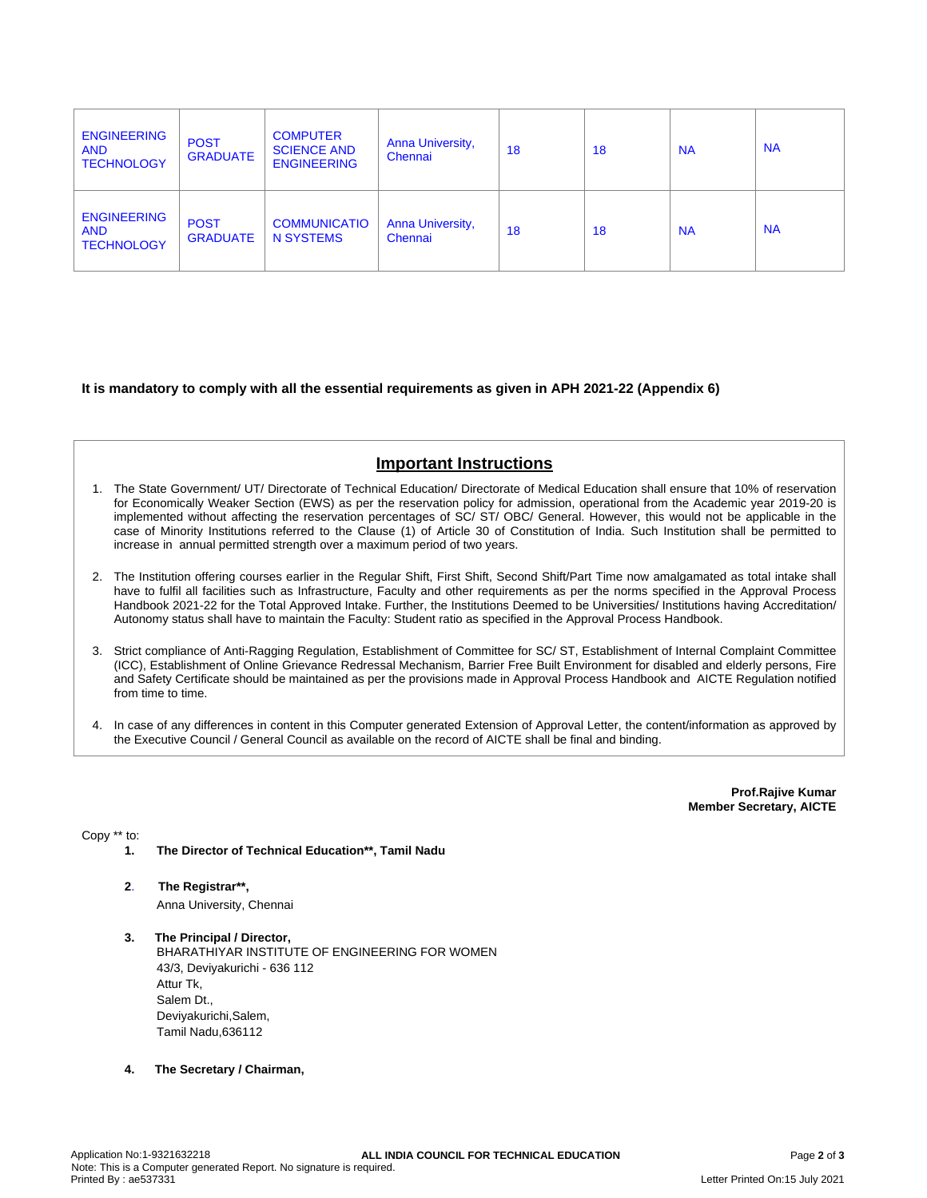| ENGINEERING AND TECHNOLOGY | POST GRADUATE | COMPUTER SCIENCE AND ENGINEERING | Anna University, Chennai | 18 | 18 | NA | NA |
|---|---|---|---|---|---|---|---|
| ENGINEERING AND TECHNOLOGY | POST GRADUATE | COMMUNICATION SYSTEMS | Anna University, Chennai | 18 | 18 | NA | NA |

**It is mandatory to comply with all the essential requirements as given in APH 2021-22 (Appendix 6)**

## Important Instructions

1. The State Government/ UT/ Directorate of Technical Education/ Directorate of Medical Education shall ensure that 10% of reservation for Economically Weaker Section (EWS) as per the reservation policy for admission, operational from the Academic year 2019-20 is implemented without affecting the reservation percentages of SC/ ST/ OBC/ General. However, this would not be applicable in the case of Minority Institutions referred to the Clause (1) of Article 30 of Constitution of India. Such Institution shall be permitted to increase in annual permitted strength over a maximum period of two years.

2. The Institution offering courses earlier in the Regular Shift, First Shift, Second Shift/Part Time now amalgamated as total intake shall have to fulfil all facilities such as Infrastructure, Faculty and other requirements as per the norms specified in the Approval Process Handbook 2021-22 for the Total Approved Intake. Further, the Institutions Deemed to be Universities/ Institutions having Accreditation/ Autonomy status shall have to maintain the Faculty: Student ratio as specified in the Approval Process Handbook.

3. Strict compliance of Anti-Ragging Regulation, Establishment of Committee for SC/ ST, Establishment of Internal Complaint Committee (ICC), Establishment of Online Grievance Redressal Mechanism, Barrier Free Built Environment for disabled and elderly persons, Fire and Safety Certificate should be maintained as per the provisions made in Approval Process Handbook and AICTE Regulation notified from time to time.

4. In case of any differences in content in this Computer generated Extension of Approval Letter, the content/information as approved by the Executive Council / General Council as available on the record of AICTE shall be final and binding.

**Prof.Rajive Kumar**
**Member Secretary, AICTE**

Copy ** to:

1. **The Director of Technical Education**, Tamil Nadu**

2. **The Registrar**,**
   Anna University, Chennai

3. **The Principal / Director,**
   BHARATHIYAR INSTITUTE OF ENGINEERING FOR WOMEN
   43/3, Deviyakurichi - 636 112
   Attur Tk,
   Salem Dt.,
   Deviyakurichi,Salem,
   Tamil Nadu,636112

4. **The Secretary / Chairman,**

Application No:1-9321632218
Note: This is a Computer generated Report. No signature is required.
Printed By : ae537331
Letter Printed On:15 July 2021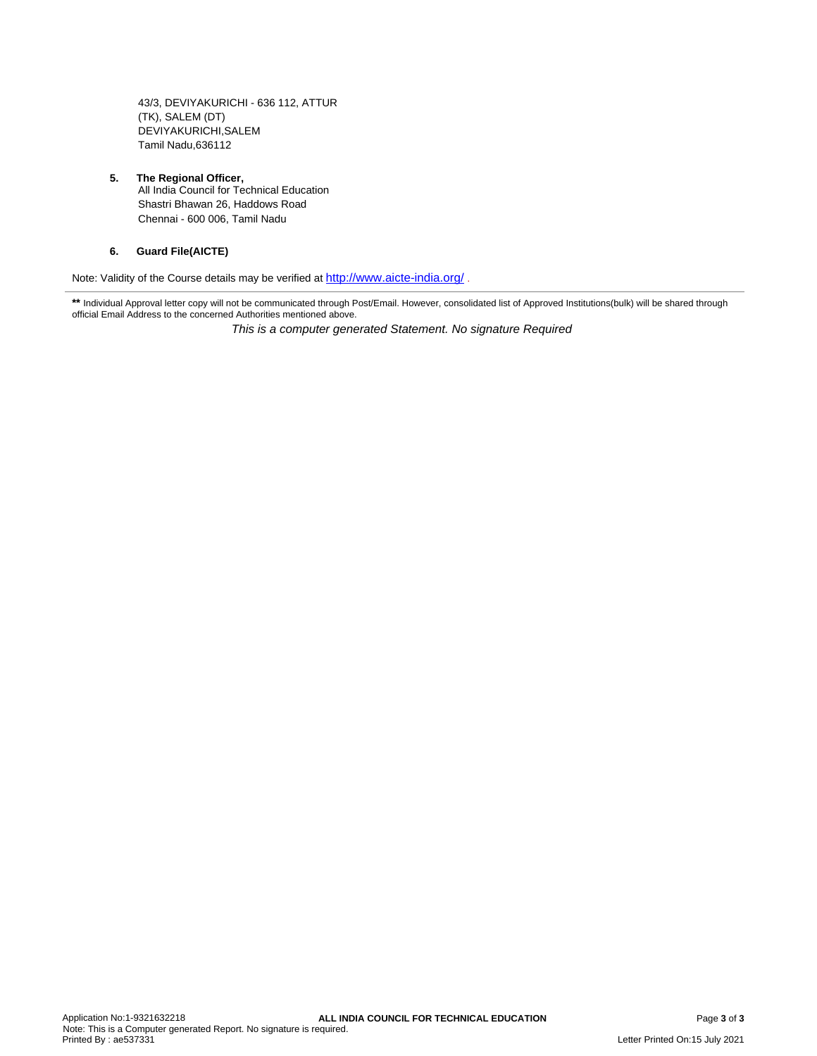43/3, DEVIYAKURICHI - 636 112, ATTUR
(TK), SALEM (DT)
DEVIYAKURICHI,SALEM
Tamil Nadu,636112

5. **The Regional Officer,**
   All India Council for Technical Education
   Shastri Bhawan 26, Haddows Road
   Chennai - 600 006, Tamil Nadu

6. **Guard File(AICTE)**

Note: Validity of the Course details may be verified at http://www.aicte-india.org/ .

---

**\*\*** Individual Approval letter copy will not be communicated through Post/Email. However, consolidated list of Approved Institutions(bulk) will be shared through official Email Address to the concerned Authorities mentioned above.

*This is a computer generated Statement. No signature Required*

Application No:1-9321632218
Note: This is a Computer generated Report. No signature is required.
Printed By : ae537331

Letter Printed On:15 July 2021